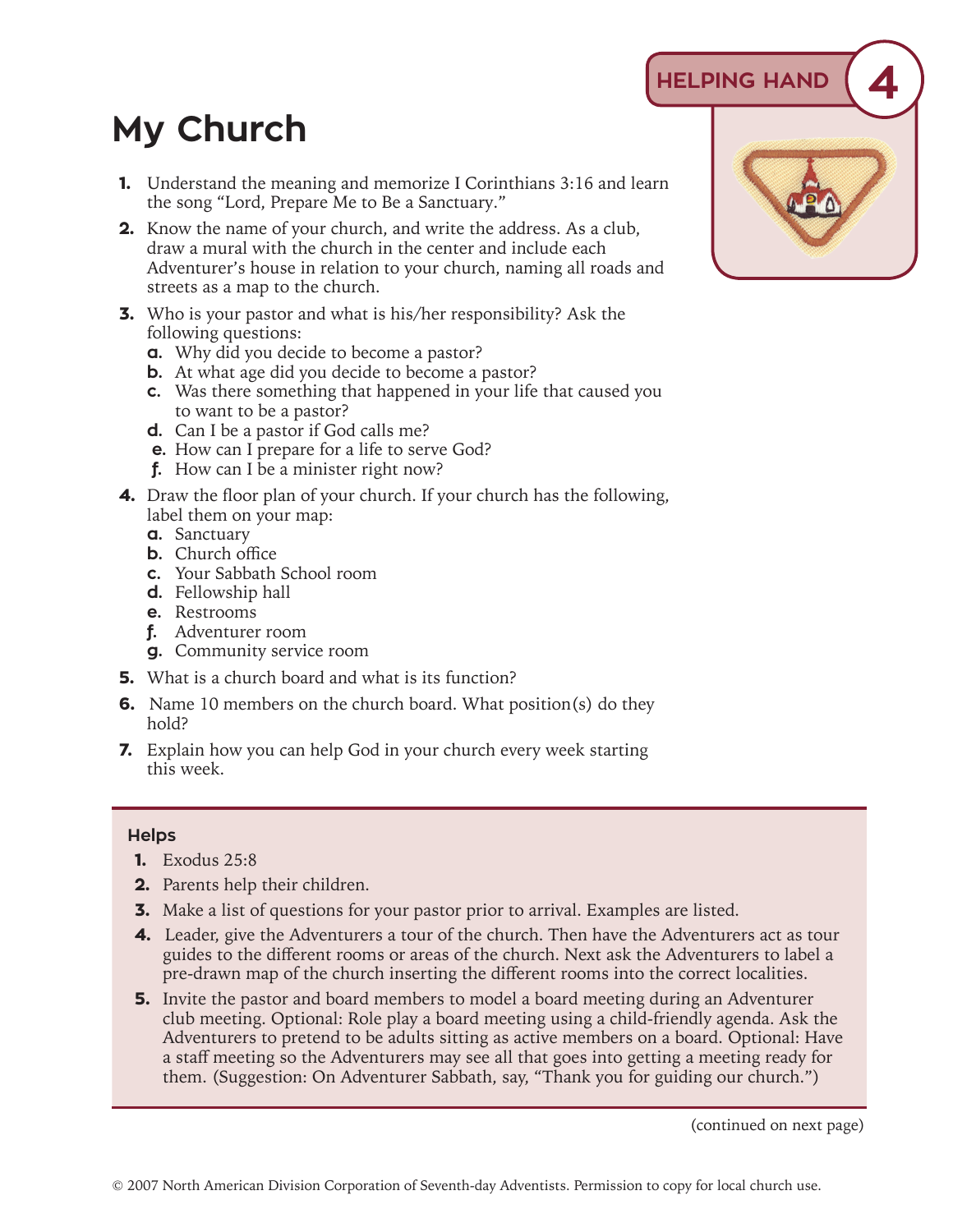HELPING HAND 4

# My Church

1. Understand the meaning and memorize I Corinthians 3:16 and learn the song "Lord, Prepare Me to Be a Sanctuary."
2. Know the name of your church, and write the address. As a club, draw a mural with the church in the center and include each Adventurer's house in relation to your church, naming all roads and streets as a map to the church.
3. Who is your pastor and what is his/her responsibility? Ask the following questions:
   a. Why did you decide to become a pastor?
   b. At what age did you decide to become a pastor?
   c. Was there something that happened in your life that caused you to want to be a pastor?
   d. Can I be a pastor if God calls me?
   e. How can I prepare for a life to serve God?
   f. How can I be a minister right now?
4. Draw the floor plan of your church. If your church has the following, label them on your map:
   a. Sanctuary
   b. Church office
   c. Your Sabbath School room
   d. Fellowship hall
   e. Restrooms
   f. Adventurer room
   g. Community service room
5. What is a church board and what is its function?
6. Name 10 members on the church board. What position(s) do they hold?
7. Explain how you can help God in your church every week starting this week.

### Helps

1. Exodus 25:8
2. Parents help their children.
3. Make a list of questions for your pastor prior to arrival. Examples are listed.
4. Leader, give the Adventurers a tour of the church. Then have the Adventurers act as tour guides to the different rooms or areas of the church. Next ask the Adventurers to label a pre-drawn map of the church inserting the different rooms into the correct localities.
5. Invite the pastor and board members to model a board meeting during an Adventurer club meeting. Optional: Role play a board meeting using a child-friendly agenda. Ask the Adventurers to pretend to be adults sitting as active members on a board. Optional: Have a staff meeting so the Adventurers may see all that goes into getting a meeting ready for them. (Suggestion: On Adventurer Sabbath, say, "Thank you for guiding our church.")

(continued on next page)

© 2007 North American Division Corporation of Seventh-day Adventists. Permission to copy for local church use.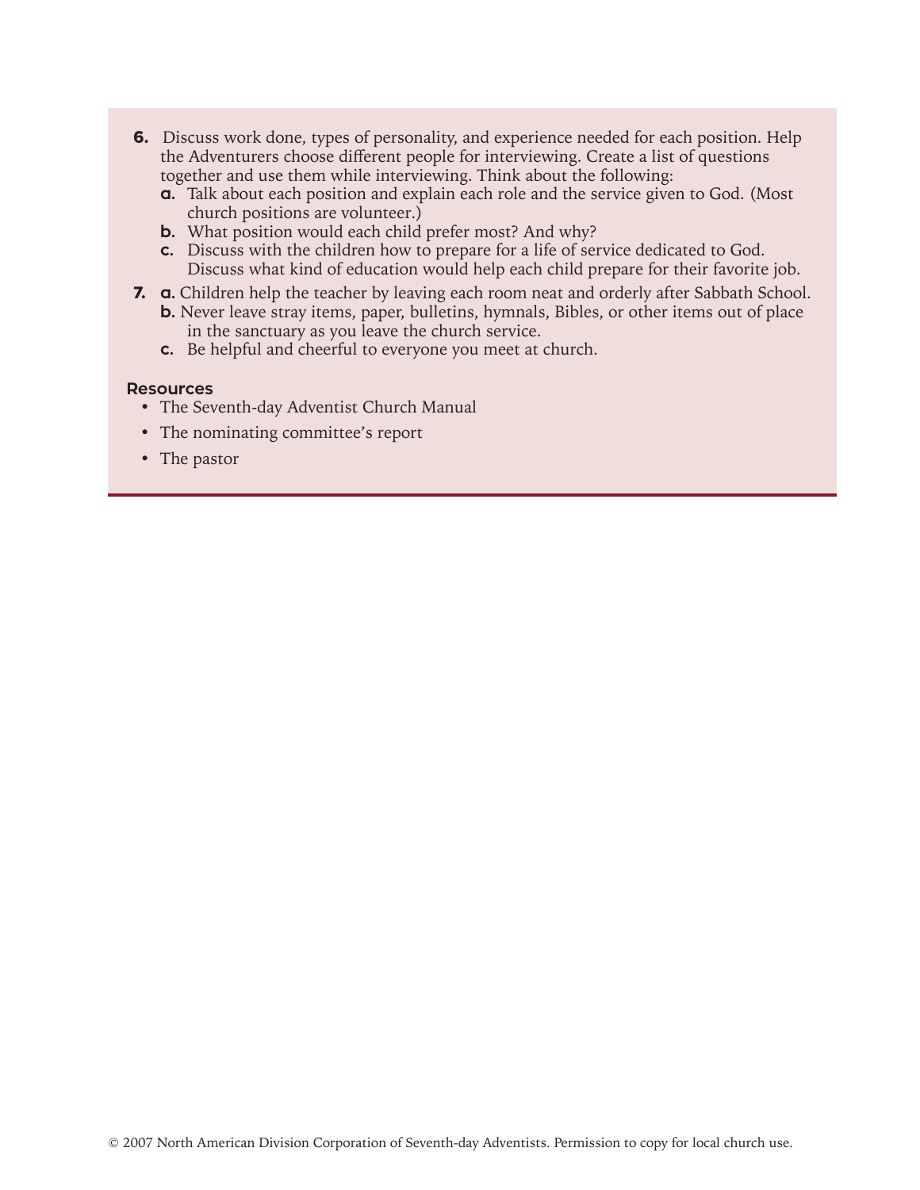6. Discuss work done, types of personality, and experience needed for each position. Help the Adventurers choose different people for interviewing. Create a list of questions together and use them while interviewing. Think about the following:
   a. Talk about each position and explain each role and the service given to God. (Most church positions are volunteer.)
   b. What position would each child prefer most? And why?
   c. Discuss with the children how to prepare for a life of service dedicated to God. Discuss what kind of education would help each child prepare for their favorite job.
7. a. Children help the teacher by leaving each room neat and orderly after Sabbath School.
   b. Never leave stray items, paper, bulletins, hymnals, Bibles, or other items out of place in the sanctuary as you leave the church service.
   c. Be helpful and cheerful to everyone you meet at church.

**Resources**

- The Seventh-day Adventist Church Manual
- The nominating committee's report
- The pastor

© 2007 North American Division Corporation of Seventh-day Adventists. Permission to copy for local church use.